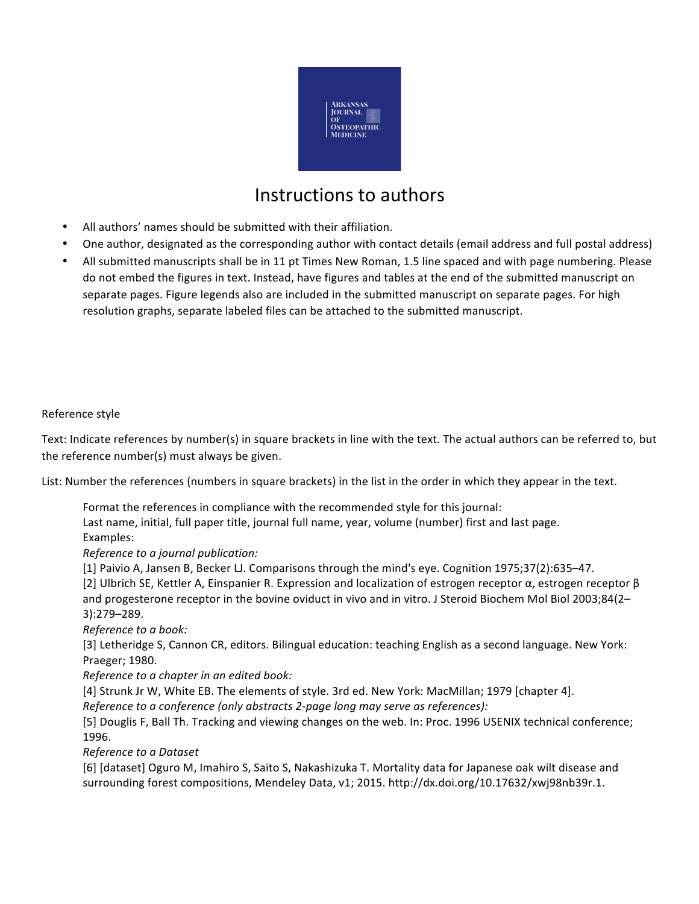# Instructions to authors

- All authors' names should be submitted with their affiliation.
- One author, designated as the corresponding author with contact details (email address and full postal address)
- All submitted manuscripts shall be in 11 pt Times New Roman, 1.5 line spaced and with page numbering. Please do not embed the figures in text. Instead, have figures and tables at the end of the submitted manuscript on separate pages. Figure legends also are included in the submitted manuscript on separate pages. For high resolution graphs, separate labeled files can be attached to the submitted manuscript.

Reference style

Text: Indicate references by number(s) in square brackets in line with the text. The actual authors can be referred to, but the reference number(s) must always be given.

List: Number the references (numbers in square brackets) in the list in the order in which they appear in the text.

Format the references in compliance with the recommended style for this journal:
Last name, initial, full paper title, journal full name, year, volume (number) first and last page.
Examples:
*Reference to a journal publication:*
[1] Paivio A, Jansen B, Becker LJ. Comparisons through the mind's eye. Cognition 1975;37(2):635–47.
[2] Ulbrich SE, Kettler A, Einspanier R. Expression and localization of estrogen receptor α, estrogen receptor β and progesterone receptor in the bovine oviduct in vivo and in vitro. J Steroid Biochem Mol Biol 2003;84(2–3):279–289.
*Reference to a book:*
[3] Letheridge S, Cannon CR, editors. Bilingual education: teaching English as a second language. New York: Praeger; 1980.
*Reference to a chapter in an edited book:*
[4] Strunk Jr W, White EB. The elements of style. 3rd ed. New York: MacMillan; 1979 [chapter 4].
*Reference to a conference (only abstracts 2-page long may serve as references):*
[5] Douglis F, Ball Th. Tracking and viewing changes on the web. In: Proc. 1996 USENIX technical conference; 1996.
*Reference to a Dataset*
[6] [dataset] Oguro M, Imahiro S, Saito S, Nakashizuka T. Mortality data for Japanese oak wilt disease and surrounding forest compositions, Mendeley Data, v1; 2015. http://dx.doi.org/10.17632/xwj98nb39r.1.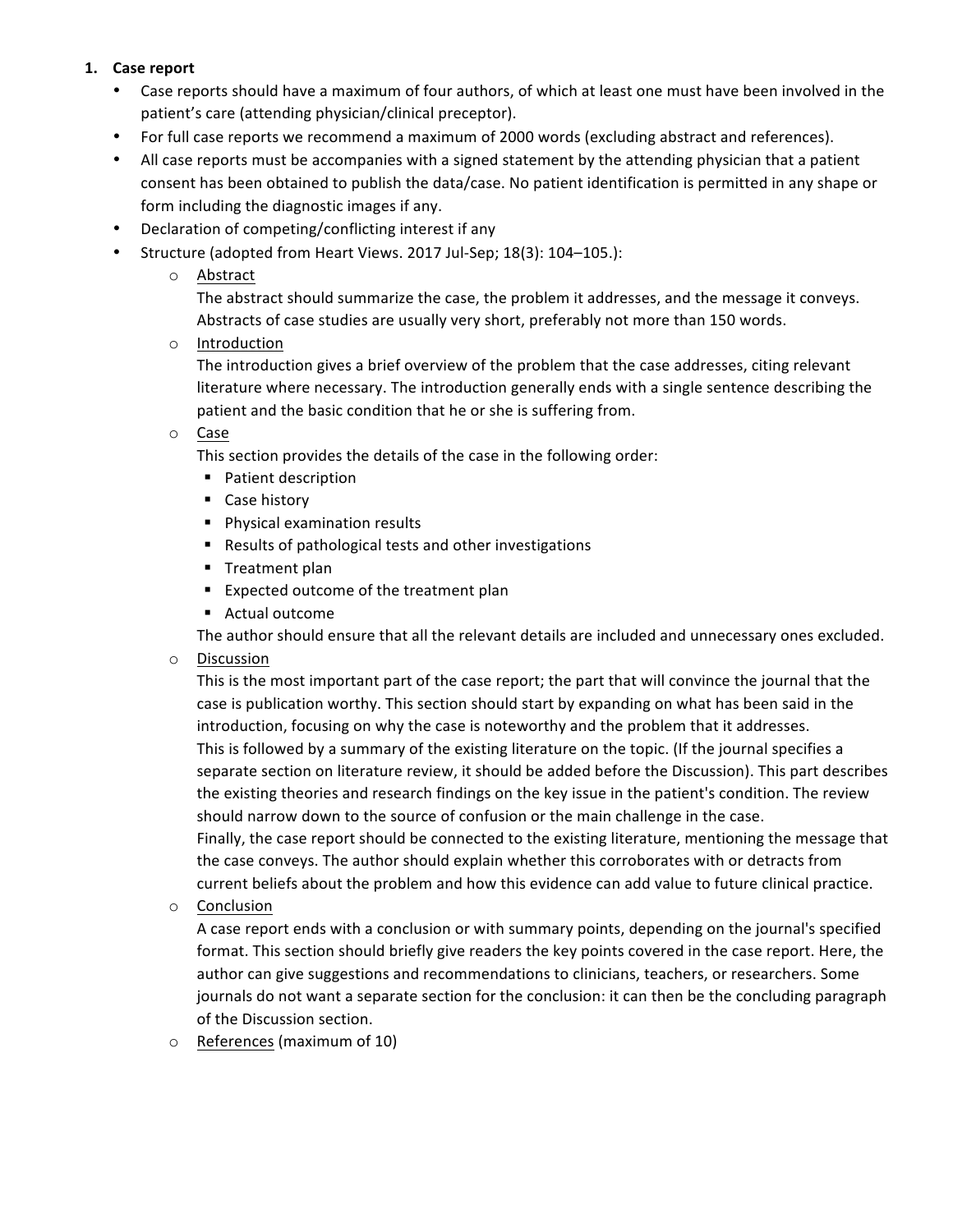1. **Case report**
   - Case reports should have a maximum of four authors, of which at least one must have been involved in the patient's care (attending physician/clinical preceptor).
   - For full case reports we recommend a maximum of 2000 words (excluding abstract and references).
   - All case reports must be accompanies with a signed statement by the attending physician that a patient consent has been obtained to publish the data/case. No patient identification is permitted in any shape or form including the diagnostic images if any.
   - Declaration of competing/conflicting interest if any
   - Structure (adopted from Heart Views. 2017 Jul-Sep; 18(3): 104–105.):
     - Abstract
       The abstract should summarize the case, the problem it addresses, and the message it conveys. Abstracts of case studies are usually very short, preferably not more than 150 words.
     - Introduction
       The introduction gives a brief overview of the problem that the case addresses, citing relevant literature where necessary. The introduction generally ends with a single sentence describing the patient and the basic condition that he or she is suffering from.
     - Case
       This section provides the details of the case in the following order:
       - Patient description
       - Case history
       - Physical examination results
       - Results of pathological tests and other investigations
       - Treatment plan
       - Expected outcome of the treatment plan
       - Actual outcome

       The author should ensure that all the relevant details are included and unnecessary ones excluded.
     - Discussion
       This is the most important part of the case report; the part that will convince the journal that the case is publication worthy. This section should start by expanding on what has been said in the introduction, focusing on why the case is noteworthy and the problem that it addresses.
       This is followed by a summary of the existing literature on the topic. (If the journal specifies a separate section on literature review, it should be added before the Discussion). This part describes the existing theories and research findings on the key issue in the patient's condition. The review should narrow down to the source of confusion or the main challenge in the case.
       Finally, the case report should be connected to the existing literature, mentioning the message that the case conveys. The author should explain whether this corroborates with or detracts from current beliefs about the problem and how this evidence can add value to future clinical practice.
     - Conclusion
       A case report ends with a conclusion or with summary points, depending on the journal's specified format. This section should briefly give readers the key points covered in the case report. Here, the author can give suggestions and recommendations to clinicians, teachers, or researchers. Some journals do not want a separate section for the conclusion: it can then be the concluding paragraph of the Discussion section.
     - References (maximum of 10)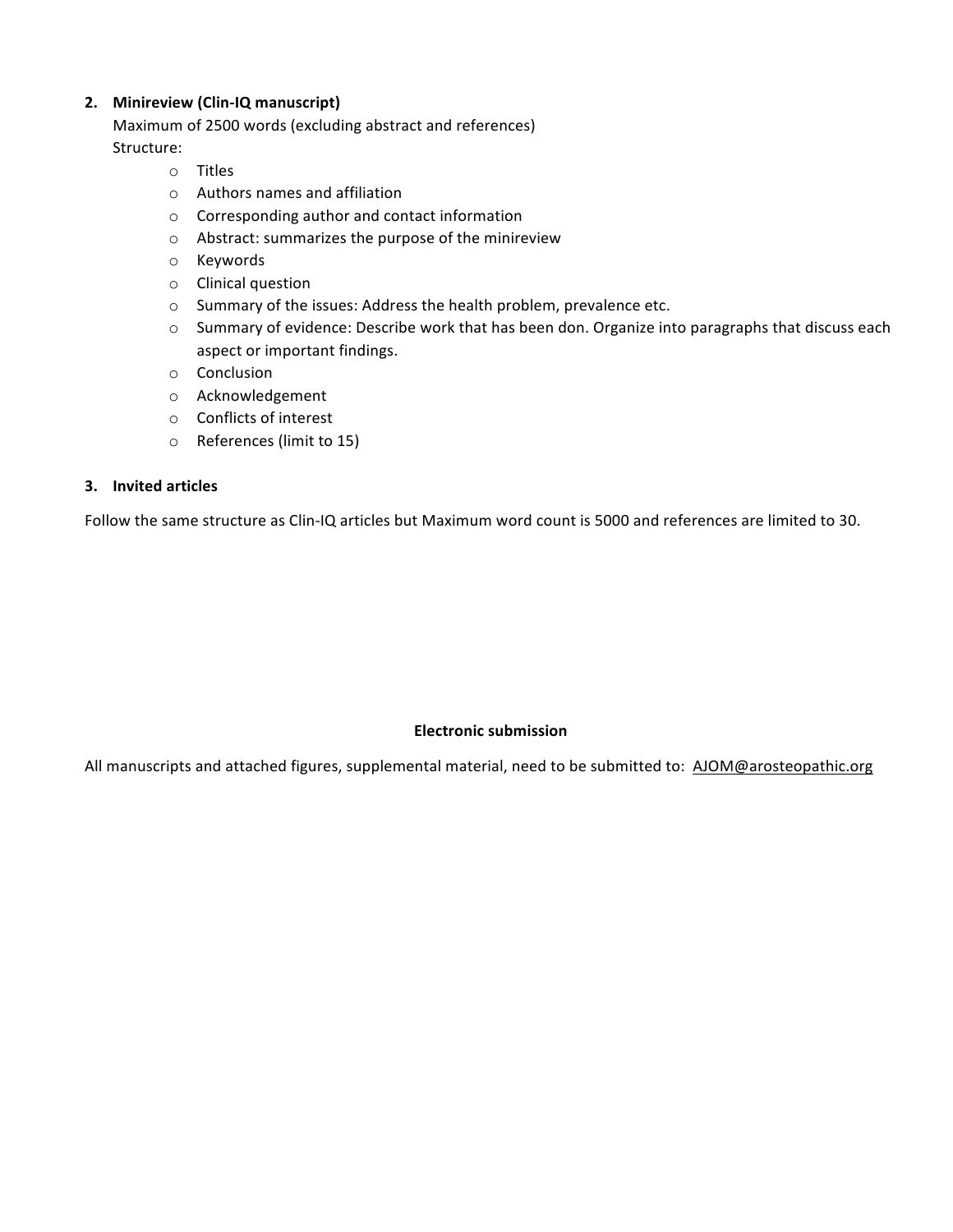2. **Minireview (Clin-IQ manuscript)**

   Maximum of 2500 words (excluding abstract and references)

   Structure:

   - Titles
   - Authors names and affiliation
   - Corresponding author and contact information
   - Abstract: summarizes the purpose of the minireview
   - Keywords
   - Clinical question
   - Summary of the issues: Address the health problem, prevalence etc.
   - Summary of evidence: Describe work that has been don. Organize into paragraphs that discuss each aspect or important findings.
   - Conclusion
   - Acknowledgement
   - Conflicts of interest
   - References (limit to 15)

3. **Invited articles**

Follow the same structure as Clin-IQ articles but Maximum word count is 5000 and references are limited to 30.

**Electronic submission**

All manuscripts and attached figures, supplemental material, need to be submitted to: AJOM@arosteopathic.org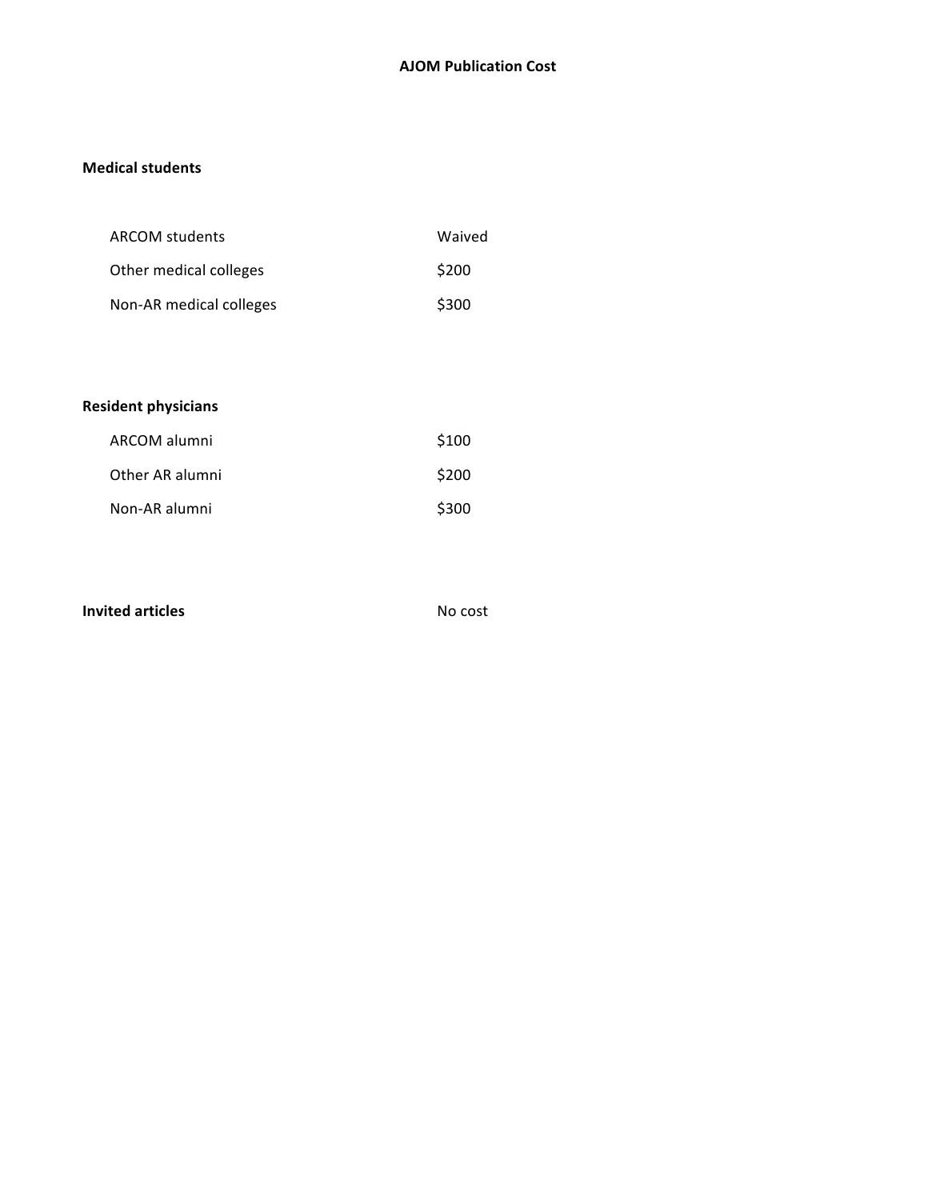# AJOM Publication Cost

**Medical students**

| | |
|---|---|
| ARCOM students | Waived |
| Other medical colleges | $200 |
| Non-AR medical colleges | $300 |

**Resident physicians**

| | |
|---|---|
| ARCOM alumni | $100 |
| Other AR alumni | $200 |
| Non-AR alumni | $300 |

| | |
|---|---|
| **Invited articles** | No cost |